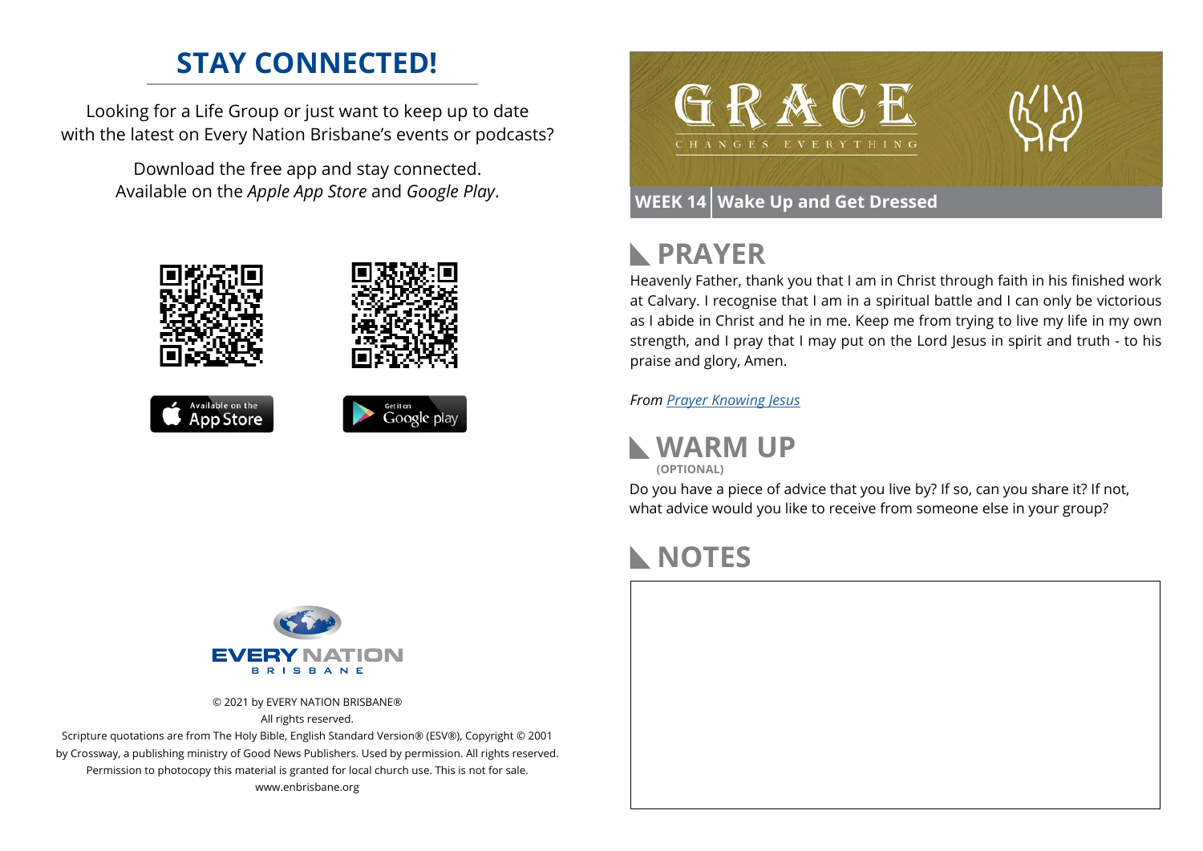## STAY CONNECTED!

Looking for a Life Group or just want to keep up to date with the latest on Every Nation Brisbane's events or podcasts?

Download the free app and stay connected. Available on the *Apple App Store* and *Google Play*.

Available on the App Store

Get it on Google play

EVERY NATION BRISBANE

© 2021 by EVERY NATION BRISBANE®
All rights reserved.
Scripture quotations are from The Holy Bible, English Standard Version® (ESV®), Copyright © 2001 by Crossway, a publishing ministry of Good News Publishers. Used by permission. All rights reserved.
Permission to photocopy this material is granted for local church use. This is not for sale.
www.enbrisbane.org

# GRACE

CHANGES EVERYTHING

**WEEK 14** | **Wake Up and Get Dressed**

## PRAYER

Heavenly Father, thank you that I am in Christ through faith in his finished work at Calvary. I recognise that I am in a spiritual battle and I can only be victorious as I abide in Christ and he in me. Keep me from trying to live my life in my own strength, and I pray that I may put on the Lord Jesus in spirit and truth - to his praise and glory, Amen.

*From Prayer Knowing Jesus*

## WARM UP

**(OPTIONAL)**

Do you have a piece of advice that you live by? If so, can you share it? If not, what advice would you like to receive from someone else in your group?

## NOTES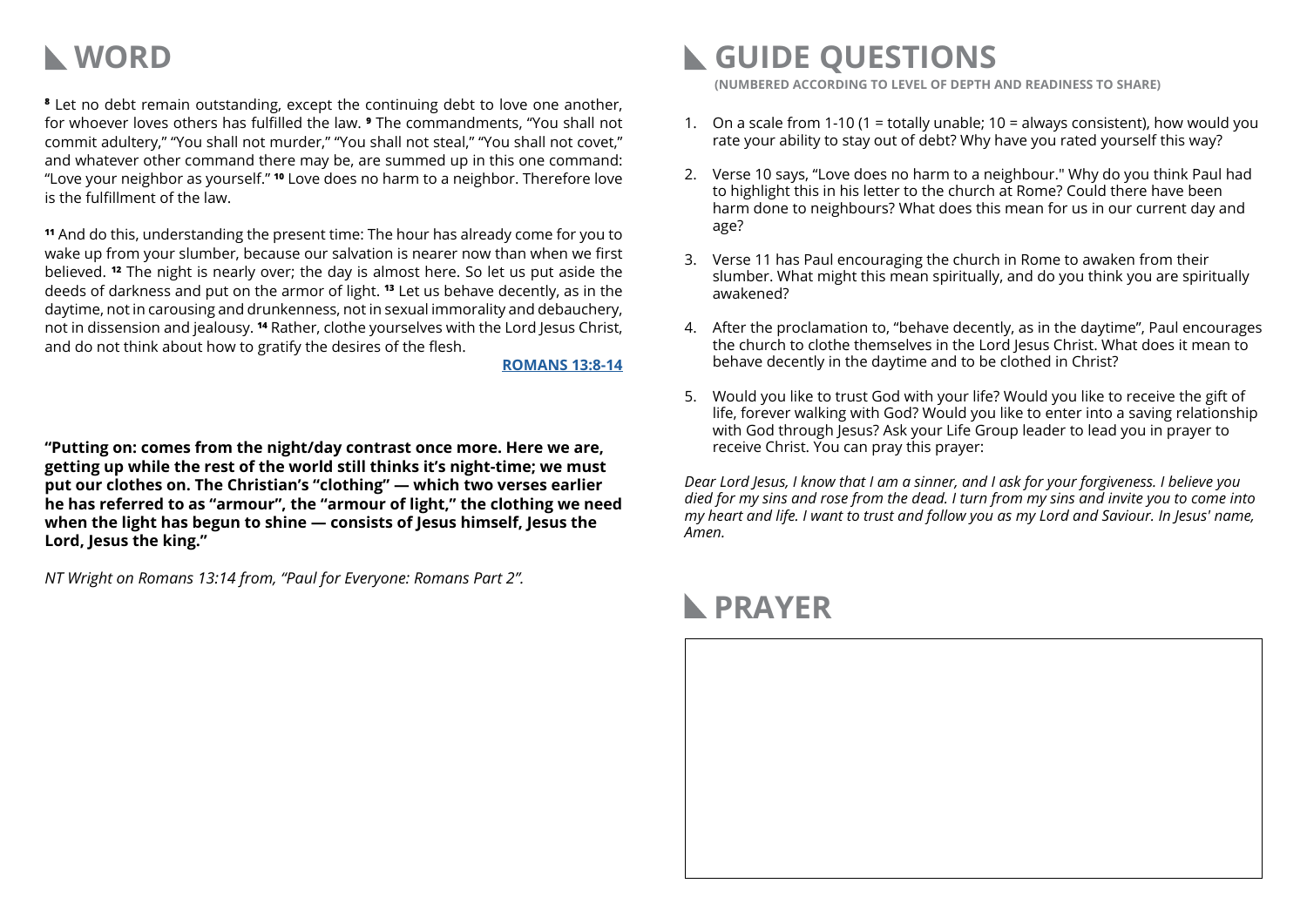## WORD

[8] Let no debt remain outstanding, except the continuing debt to love one another, for whoever loves others has fulfilled the law. [9] The commandments, "You shall not commit adultery," "You shall not murder," "You shall not steal," "You shall not covet," and whatever other command there may be, are summed up in this one command: "Love your neighbor as yourself." [10] Love does no harm to a neighbor. Therefore love is the fulfillment of the law.

[11] And do this, understanding the present time: The hour has already come for you to wake up from your slumber, because our salvation is nearer now than when we first believed. [12] The night is nearly over; the day is almost here. So let us put aside the deeds of darkness and put on the armor of light. [13] Let us behave decently, as in the daytime, not in carousing and drunkenness, not in sexual immorality and debauchery, not in dissension and jealousy. [14] Rather, clothe yourselves with the Lord Jesus Christ, and do not think about how to gratify the desires of the flesh.

**ROMANS 13:8-14**

**"Putting on: comes from the night/day contrast once more. Here we are, getting up while the rest of the world still thinks it's night-time; we must put our clothes on. The Christian's "clothing" — which two verses earlier he has referred to as "armour", the "armour of light," the clothing we need when the light has begun to shine — consists of Jesus himself, Jesus the Lord, Jesus the king."**

*NT Wright on Romans 13:14 from, "Paul for Everyone: Romans Part 2".*

## GUIDE QUESTIONS

**(NUMBERED ACCORDING TO LEVEL OF DEPTH AND READINESS TO SHARE)**

1. On a scale from 1-10 (1 = totally unable; 10 = always consistent), how would you rate your ability to stay out of debt? Why have you rated yourself this way?
2. Verse 10 says, "Love does no harm to a neighbour." Why do you think Paul had to highlight this in his letter to the church at Rome? Could there have been harm done to neighbours? What does this mean for us in our current day and age?
3. Verse 11 has Paul encouraging the church in Rome to awaken from their slumber. What might this mean spiritually, and do you think you are spiritually awakened?
4. After the proclamation to, "behave decently, as in the daytime", Paul encourages the church to clothe themselves in the Lord Jesus Christ. What does it mean to behave decently in the daytime and to be clothed in Christ?
5. Would you like to trust God with your life? Would you like to receive the gift of life, forever walking with God? Would you like to enter into a saving relationship with God through Jesus? Ask your Life Group leader to lead you in prayer to receive Christ. You can pray this prayer:

*Dear Lord Jesus, I know that I am a sinner, and I ask for your forgiveness. I believe you died for my sins and rose from the dead. I turn from my sins and invite you to come into my heart and life. I want to trust and follow you as my Lord and Saviour. In Jesus' name, Amen.*

## PRAYER